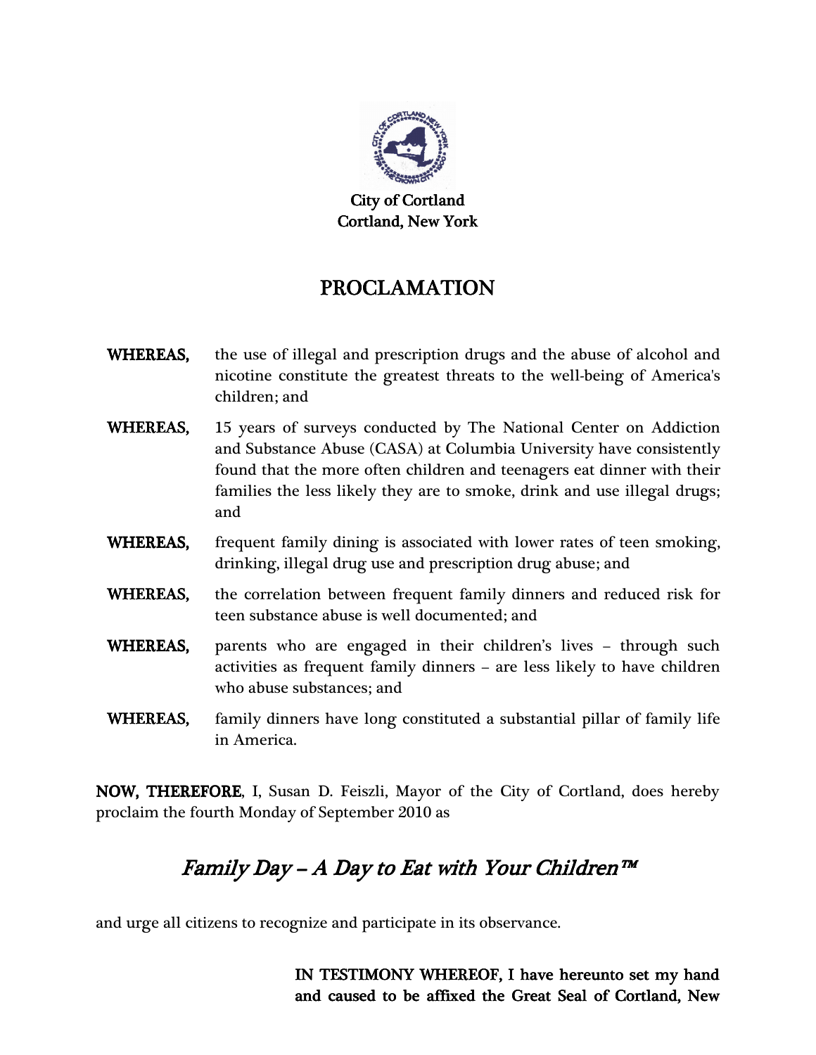City of Cortland
Cortland, New York

# PROCLAMATION

**WHEREAS,** the use of illegal and prescription drugs and the abuse of alcohol and nicotine constitute the greatest threats to the well-being of America's children; and

**WHEREAS,** 15 years of surveys conducted by The National Center on Addiction and Substance Abuse (CASA) at Columbia University have consistently found that the more often children and teenagers eat dinner with their families the less likely they are to smoke, drink and use illegal drugs; and

**WHEREAS,** frequent family dining is associated with lower rates of teen smoking, drinking, illegal drug use and prescription drug abuse; and

**WHEREAS,** the correlation between frequent family dinners and reduced risk for teen substance abuse is well documented; and

**WHEREAS,** parents who are engaged in their children's lives – through such activities as frequent family dinners – are less likely to have children who abuse substances; and

**WHEREAS,** family dinners have long constituted a substantial pillar of family life in America.

**NOW, THEREFORE**, I, Susan D. Feiszli, Mayor of the City of Cortland, does hereby proclaim the fourth Monday of September 2010 as

## *Family Day – A Day to Eat with Your Children™*

and urge all citizens to recognize and participate in its observance.

**IN TESTIMONY WHEREOF, I have hereunto set my hand and caused to be affixed the Great Seal of Cortland, New**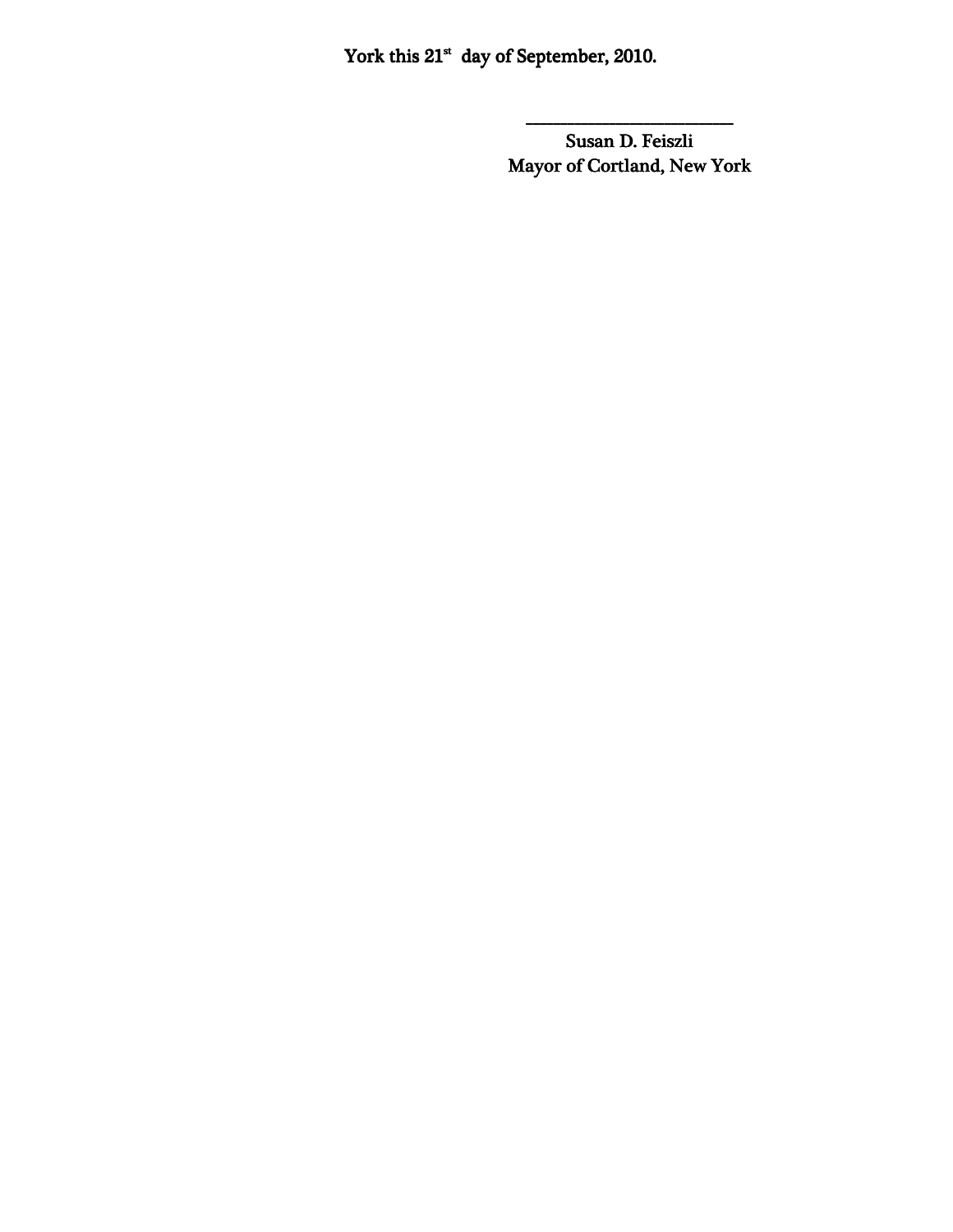**York this 21st day of September, 2010.**

\_\_\_\_\_\_\_\_\_\_\_\_\_\_\_\_\_\_\_\_\_\_\_\_\_

Susan D. Feiszli
Mayor of Cortland, New York